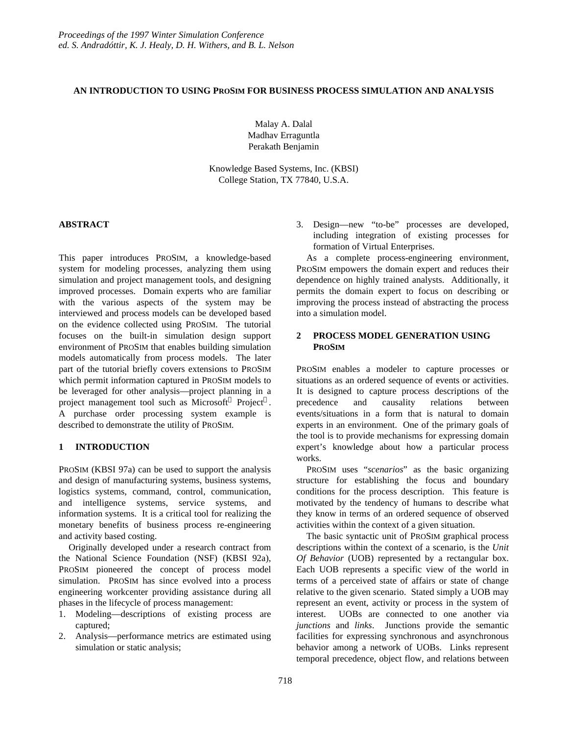*Proceedings of the 1997 Winter Simulation Conference*
*ed. S. Andradóttir, K. J. Healy, D. H. Withers, and B. L. Nelson*

# AN INTRODUCTION TO USING PROSIM FOR BUSINESS PROCESS SIMULATION AND ANALYSIS

Malay A. Dalal
Madhav Erraguntla
Perakath Benjamin

Knowledge Based Systems, Inc. (KBSI)
College Station, TX 77840, U.S.A.

## ABSTRACT

This paper introduces PROSIM, a knowledge-based system for modeling processes, analyzing them using simulation and project management tools, and designing improved processes. Domain experts who are familiar with the various aspects of the system may be interviewed and process models can be developed based on the evidence collected using PROSIM. The tutorial focuses on the built-in simulation design support environment of PROSIM that enables building simulation models automatically from process models. The later part of the tutorial briefly covers extensions to PROSIM which permit information captured in PROSIM models to be leveraged for other analysis—project planning in a project management tool such as Microsoft® Project®. A purchase order processing system example is described to demonstrate the utility of PROSIM.

## 1 INTRODUCTION

PROSIM (KBSI 97a) can be used to support the analysis and design of manufacturing systems, business systems, logistics systems, command, control, communication, and intelligence systems, service systems, and information systems. It is a critical tool for realizing the monetary benefits of business process re-engineering and activity based costing.

Originally developed under a research contract from the National Science Foundation (NSF) (KBSI 92a), PROSIM pioneered the concept of process model simulation. PROSIM has since evolved into a process engineering workcenter providing assistance during all phases in the lifecycle of process management:

1. Modeling—descriptions of existing process are captured;
2. Analysis—performance metrics are estimated using simulation or static analysis;
3. Design—new "to-be" processes are developed, including integration of existing processes for formation of Virtual Enterprises.

As a complete process-engineering environment, PROSIM empowers the domain expert and reduces their dependence on highly trained analysts. Additionally, it permits the domain expert to focus on describing or improving the process instead of abstracting the process into a simulation model.

## 2 PROCESS MODEL GENERATION USING PROSIM

PROSIM enables a modeler to capture processes or situations as an ordered sequence of events or activities. It is designed to capture process descriptions of the precedence and causality relations between events/situations in a form that is natural to domain experts in an environment. One of the primary goals of the tool is to provide mechanisms for expressing domain expert's knowledge about how a particular process works.

PROSIM uses "*scenarios*" as the basic organizing structure for establishing the focus and boundary conditions for the process description. This feature is motivated by the tendency of humans to describe what they know in terms of an ordered sequence of observed activities within the context of a given situation.

The basic syntactic unit of PROSIM graphical process descriptions within the context of a scenario, is the *Unit Of Behavior* (UOB) represented by a rectangular box. Each UOB represents a specific view of the world in terms of a perceived state of affairs or state of change relative to the given scenario. Stated simply a UOB may represent an event, activity or process in the system of interest. UOBs are connected to one another via *junctions* and *links*. Junctions provide the semantic facilities for expressing synchronous and asynchronous behavior among a network of UOBs. Links represent temporal precedence, object flow, and relations between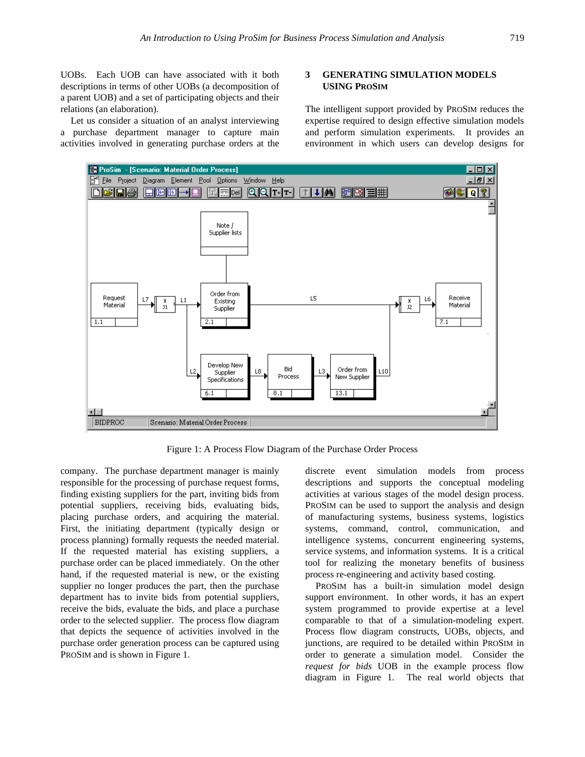UOBs. Each UOB can have associated with it both descriptions in terms of other UOBs (a decomposition of a parent UOB) and a set of participating objects and their relations (an elaboration).

Let us consider a situation of an analyst interviewing a purchase department manager to capture main activities involved in generating purchase orders at the company. The purchase department manager is mainly responsible for the processing of purchase request forms, finding existing suppliers for the part, inviting bids from potential suppliers, receiving bids, evaluating bids, placing purchase orders, and acquiring the material. First, the initiating department (typically design or process planning) formally requests the needed material. If the requested material has existing suppliers, a purchase order can be placed immediately. On the other hand, if the requested material is new, or the existing supplier no longer produces the part, then the purchase department has to invite bids from potential suppliers, receive the bids, evaluate the bids, and place a purchase order to the selected supplier. The process flow diagram that depicts the sequence of activities involved in the purchase order generation process can be captured using PROSIM and is shown in Figure 1.

Figure 1: A Process Flow Diagram of the Purchase Order Process

## 3 GENERATING SIMULATION MODELS USING PROSIM

The intelligent support provided by PROSIM reduces the expertise required to design effective simulation models and perform simulation experiments. It provides an environment in which users can develop designs for discrete event simulation models from process descriptions and supports the conceptual modeling activities at various stages of the model design process. PROSIM can be used to support the analysis and design of manufacturing systems, business systems, logistics systems, command, control, communication, and intelligence systems, concurrent engineering systems, service systems, and information systems. It is a critical tool for realizing the monetary benefits of business process re-engineering and activity based costing.

PROSIM has a built-in simulation model design support environment. In other words, it has an expert system programmed to provide expertise at a level comparable to that of a simulation-modeling expert. Process flow diagram constructs, UOBs, objects, and junctions, are required to be detailed within PROSIM in order to generate a simulation model. Consider the *request for bids* UOB in the example process flow diagram in Figure 1. The real world objects that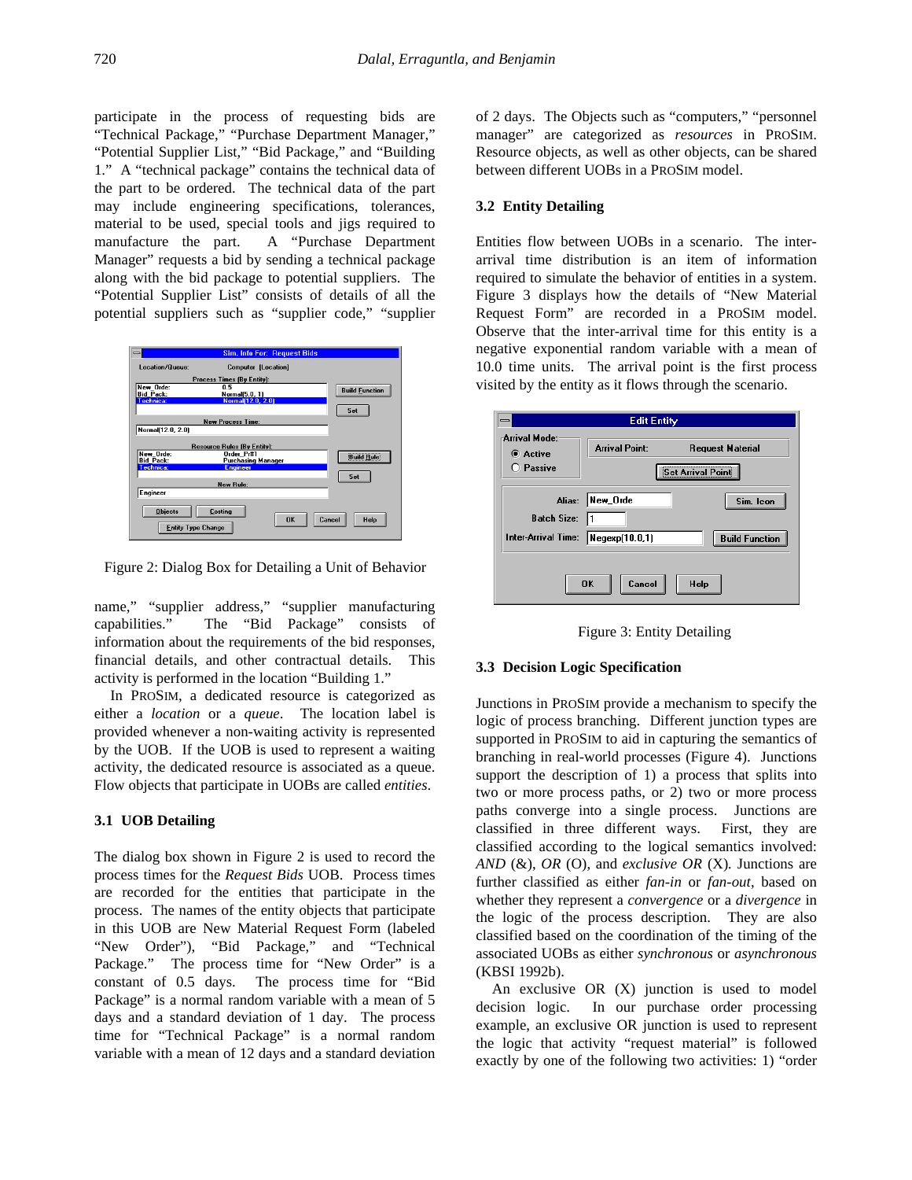participate in the process of requesting bids are "Technical Package," "Purchase Department Manager," "Potential Supplier List," "Bid Package," and "Building 1." A "technical package" contains the technical data of the part to be ordered. The technical data of the part may include engineering specifications, tolerances, material to be used, special tools and jigs required to manufacture the part. A "Purchase Department Manager" requests a bid by sending a technical package along with the bid package to potential suppliers. The "Potential Supplier List" consists of details of all the potential suppliers such as "supplier code," "supplier name," "supplier address," "supplier manufacturing capabilities." The "Bid Package" consists of information about the requirements of the bid responses, financial details, and other contractual details. This activity is performed in the location "Building 1."

Figure 2: Dialog Box for Detailing a Unit of Behavior

In PROSIM, a dedicated resource is categorized as either a *location* or a *queue*. The location label is provided whenever a non-waiting activity is represented by the UOB. If the UOB is used to represent a waiting activity, the dedicated resource is associated as a queue. Flow objects that participate in UOBs are called *entities*.

### 3.1 UOB Detailing

The dialog box shown in Figure 2 is used to record the process times for the *Request Bids* UOB. Process times are recorded for the entities that participate in the process. The names of the entity objects that participate in this UOB are New Material Request Form (labeled "New Order"), "Bid Package," and "Technical Package." The process time for "New Order" is a constant of 0.5 days. The process time for "Bid Package" is a normal random variable with a mean of 5 days and a standard deviation of 1 day. The process time for "Technical Package" is a normal random variable with a mean of 12 days and a standard deviation of 2 days. The Objects such as "computers," "personnel manager" are categorized as *resources* in PROSIM. Resource objects, as well as other objects, can be shared between different UOBs in a PROSIM model.

### 3.2 Entity Detailing

Entities flow between UOBs in a scenario. The inter-arrival time distribution is an item of information required to simulate the behavior of entities in a system. Figure 3 displays how the details of "New Material Request Form" are recorded in a PROSIM model. Observe that the inter-arrival time for this entity is a negative exponential random variable with a mean of 10.0 time units. The arrival point is the first process visited by the entity as it flows through the scenario.

Figure 3: Entity Detailing

### 3.3 Decision Logic Specification

Junctions in PROSIM provide a mechanism to specify the logic of process branching. Different junction types are supported in PROSIM to aid in capturing the semantics of branching in real-world processes (Figure 4). Junctions support the description of 1) a process that splits into two or more process paths, or 2) two or more process paths converge into a single process. Junctions are classified in three different ways. First, they are classified according to the logical semantics involved: *AND* (&), *OR* (O), and *exclusive OR* (X). Junctions are further classified as either *fan-in* or *fan-out*, based on whether they represent a *convergence* or a *divergence* in the logic of the process description. They are also classified based on the coordination of the timing of the associated UOBs as either *synchronous* or *asynchronous* (KBSI 1992b).

An exclusive OR (X) junction is used to model decision logic. In our purchase order processing example, an exclusive OR junction is used to represent the logic that activity "request material" is followed exactly by one of the following two activities: 1) "order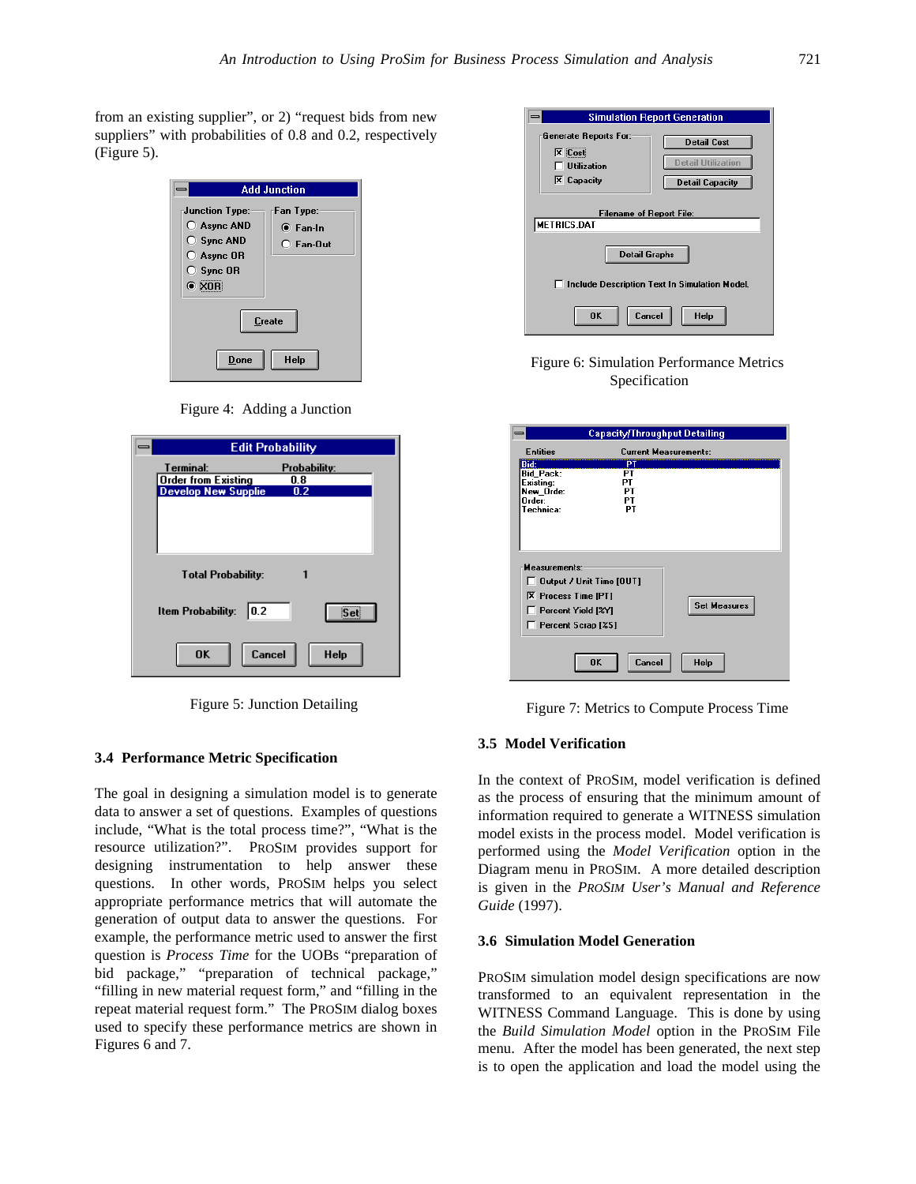from an existing supplier", or 2) "request bids from new suppliers" with probabilities of 0.8 and 0.2, respectively (Figure 5).

Figure 4: Adding a Junction

Figure 5: Junction Detailing

### 3.4 Performance Metric Specification

The goal in designing a simulation model is to generate data to answer a set of questions. Examples of questions include, "What is the total process time?", "What is the resource utilization?". PROSIM provides support for designing instrumentation to help answer these questions. In other words, PROSIM helps you select appropriate performance metrics that will automate the generation of output data to answer the questions. For example, the performance metric used to answer the first question is *Process Time* for the UOBs "preparation of bid package," "preparation of technical package," "filling in new material request form," and "filling in the repeat material request form." The PROSIM dialog boxes used to specify these performance metrics are shown in Figures 6 and 7.

Figure 6: Simulation Performance Metrics Specification

Figure 7: Metrics to Compute Process Time

### 3.5 Model Verification

In the context of PROSIM, model verification is defined as the process of ensuring that the minimum amount of information required to generate a WITNESS simulation model exists in the process model. Model verification is performed using the *Model Verification* option in the Diagram menu in PROSIM. A more detailed description is given in the *PROSIM User's Manual and Reference Guide* (1997).

### 3.6 Simulation Model Generation

PROSIM simulation model design specifications are now transformed to an equivalent representation in the WITNESS Command Language. This is done by using the *Build Simulation Model* option in the PROSIM File menu. After the model has been generated, the next step is to open the application and load the model using the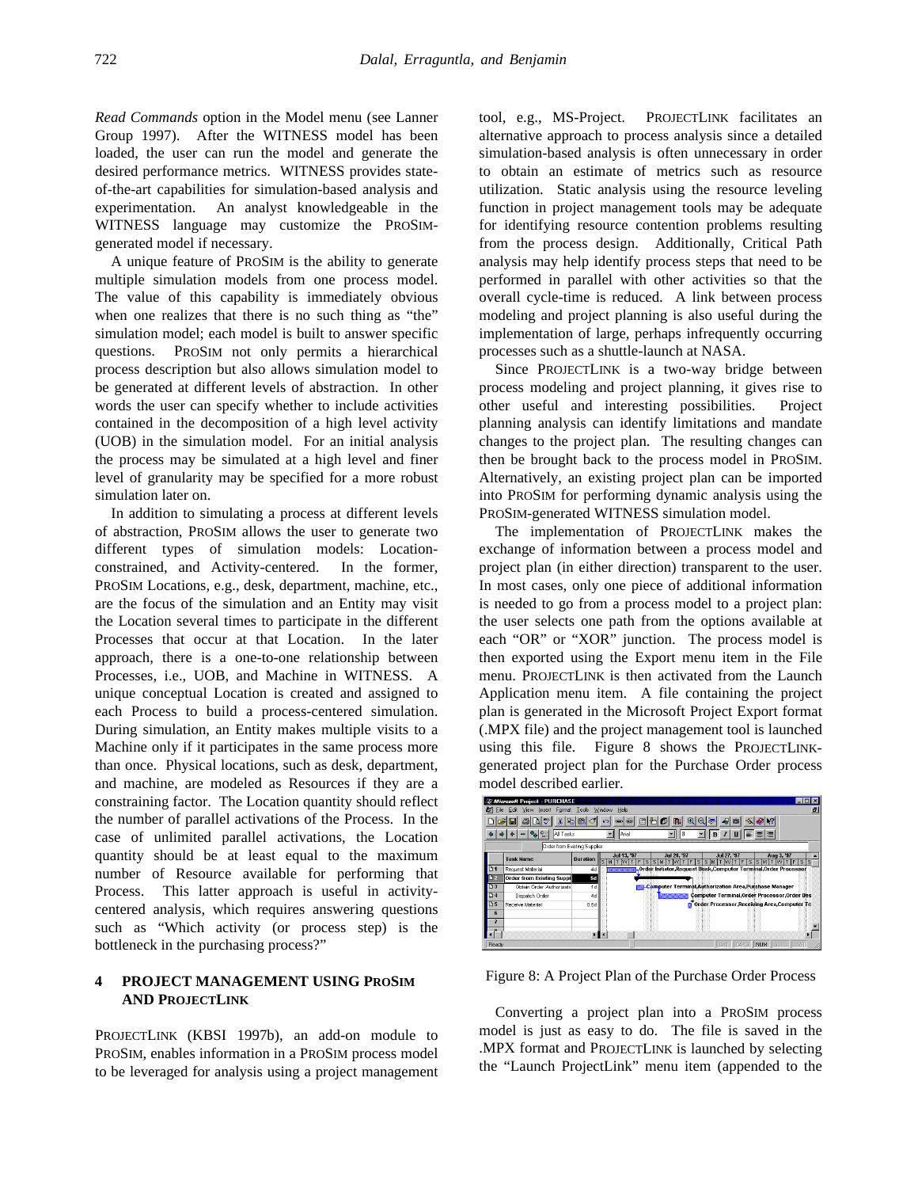*Read Commands* option in the Model menu (see Lanner Group 1997). After the WITNESS model has been loaded, the user can run the model and generate the desired performance metrics. WITNESS provides state-of-the-art capabilities for simulation-based analysis and experimentation. An analyst knowledgeable in the WITNESS language may customize the PROSIM-generated model if necessary.

A unique feature of PROSIM is the ability to generate multiple simulation models from one process model. The value of this capability is immediately obvious when one realizes that there is no such thing as "the" simulation model; each model is built to answer specific questions. PROSIM not only permits a hierarchical process description but also allows simulation model to be generated at different levels of abstraction. In other words the user can specify whether to include activities contained in the decomposition of a high level activity (UOB) in the simulation model. For an initial analysis the process may be simulated at a high level and finer level of granularity may be specified for a more robust simulation later on.

In addition to simulating a process at different levels of abstraction, PROSIM allows the user to generate two different types of simulation models: Location-constrained, and Activity-centered. In the former, PROSIM Locations, e.g., desk, department, machine, etc., are the focus of the simulation and an Entity may visit the Location several times to participate in the different Processes that occur at that Location. In the later approach, there is a one-to-one relationship between Processes, i.e., UOB, and Machine in WITNESS. A unique conceptual Location is created and assigned to each Process to build a process-centered simulation. During simulation, an Entity makes multiple visits to a Machine only if it participates in the same process more than once. Physical locations, such as desk, department, and machine, are modeled as Resources if they are a constraining factor. The Location quantity should reflect the number of parallel activations of the Process. In the case of unlimited parallel activations, the Location quantity should be at least equal to the maximum number of Resource available for performing that Process. This latter approach is useful in activity-centered analysis, which requires answering questions such as "Which activity (or process step) is the bottleneck in the purchasing process?"

## 4 PROJECT MANAGEMENT USING PROSIM AND PROJECTLINK

PROJECTLINK (KBSI 1997b), an add-on module to PROSIM, enables information in a PROSIM process model to be leveraged for analysis using a project management tool, e.g., MS-Project. PROJECTLINK facilitates an alternative approach to process analysis since a detailed simulation-based analysis is often unnecessary in order to obtain an estimate of metrics such as resource utilization. Static analysis using the resource leveling function in project management tools may be adequate for identifying resource contention problems resulting from the process design. Additionally, Critical Path analysis may help identify process steps that need to be performed in parallel with other activities so that the overall cycle-time is reduced. A link between process modeling and project planning is also useful during the implementation of large, perhaps infrequently occurring processes such as a shuttle-launch at NASA.

Since PROJECTLINK is a two-way bridge between process modeling and project planning, it gives rise to other useful and interesting possibilities. Project planning analysis can identify limitations and mandate changes to the project plan. The resulting changes can then be brought back to the process model in PROSIM. Alternatively, an existing project plan can be imported into PROSIM for performing dynamic analysis using the PROSIM-generated WITNESS simulation model.

The implementation of PROJECTLINK makes the exchange of information between a process model and project plan (in either direction) transparent to the user. In most cases, only one piece of additional information is needed to go from a process model to a project plan: the user selects one path from the options available at each "OR" or "XOR" junction. The process model is then exported using the Export menu item in the File menu. PROJECTLINK is then activated from the Launch Application menu item. A file containing the project plan is generated in the Microsoft Project Export format (.MPX file) and the project management tool is launched using this file. Figure 8 shows the PROJECTLINK-generated project plan for the Purchase Order process model described earlier.

Figure 8: A Project Plan of the Purchase Order Process

Converting a project plan into a PROSIM process model is just as easy to do. The file is saved in the .MPX format and PROJECTLINK is launched by selecting the "Launch ProjectLink" menu item (appended to the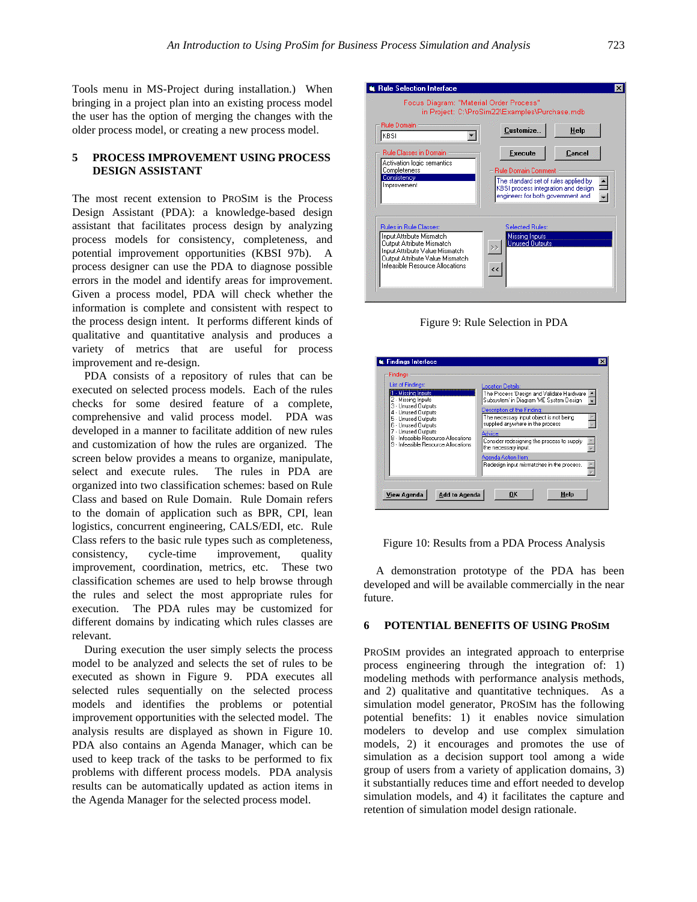Tools menu in MS-Project during installation.) When bringing in a project plan into an existing process model the user has the option of merging the changes with the older process model, or creating a new process model.

## 5 PROCESS IMPROVEMENT USING PROCESS DESIGN ASSISTANT

The most recent extension to PROSIM is the Process Design Assistant (PDA): a knowledge-based design assistant that facilitates process design by analyzing process models for consistency, completeness, and potential improvement opportunities (KBSI 97b). A process designer can use the PDA to diagnose possible errors in the model and identify areas for improvement. Given a process model, PDA will check whether the information is complete and consistent with respect to the process design intent. It performs different kinds of qualitative and quantitative analysis and produces a variety of metrics that are useful for process improvement and re-design.

PDA consists of a repository of rules that can be executed on selected process models. Each of the rules checks for some desired feature of a complete, comprehensive and valid process model. PDA was developed in a manner to facilitate addition of new rules and customization of how the rules are organized. The screen below provides a means to organize, manipulate, select and execute rules. The rules in PDA are organized into two classification schemes: based on Rule Class and based on Rule Domain. Rule Domain refers to the domain of application such as BPR, CPI, lean logistics, concurrent engineering, CALS/EDI, etc. Rule Class refers to the basic rule types such as completeness, consistency, cycle-time improvement, quality improvement, coordination, metrics, etc. These two classification schemes are used to help browse through the rules and select the most appropriate rules for execution. The PDA rules may be customized for different domains by indicating which rules classes are relevant.

During execution the user simply selects the process model to be analyzed and selects the set of rules to be executed as shown in Figure 9. PDA executes all selected rules sequentially on the selected process models and identifies the problems or potential improvement opportunities with the selected model. The analysis results are displayed as shown in Figure 10. PDA also contains an Agenda Manager, which can be used to keep track of the tasks to be performed to fix problems with different process models. PDA analysis results can be automatically updated as action items in the Agenda Manager for the selected process model.

Figure 9: Rule Selection in PDA

Figure 10: Results from a PDA Process Analysis

A demonstration prototype of the PDA has been developed and will be available commercially in the near future.

## 6 POTENTIAL BENEFITS OF USING PROSIM

PROSIM provides an integrated approach to enterprise process engineering through the integration of: 1) modeling methods with performance analysis methods, and 2) qualitative and quantitative techniques. As a simulation model generator, PROSIM has the following potential benefits: 1) it enables novice simulation modelers to develop and use complex simulation models, 2) it encourages and promotes the use of simulation as a decision support tool among a wide group of users from a variety of application domains, 3) it substantially reduces time and effort needed to develop simulation models, and 4) it facilitates the capture and retention of simulation model design rationale.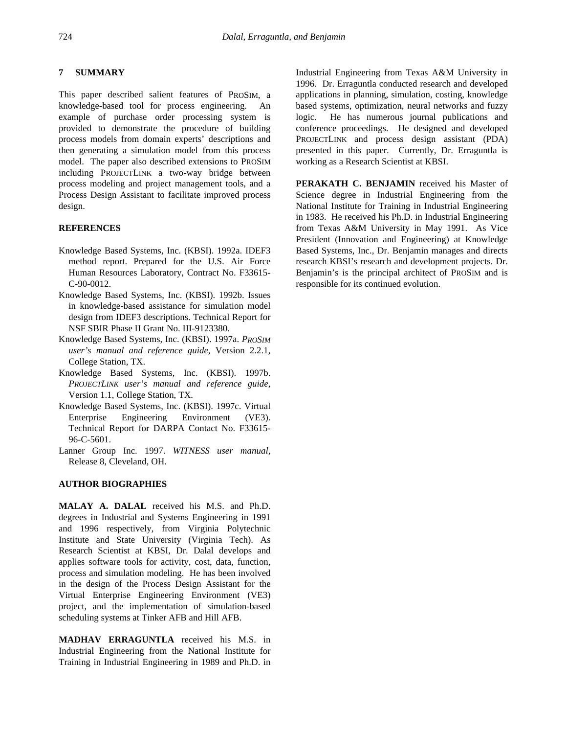## 7 SUMMARY

This paper described salient features of PROSIM, a knowledge-based tool for process engineering. An example of purchase order processing system is provided to demonstrate the procedure of building process models from domain experts' descriptions and then generating a simulation model from this process model. The paper also described extensions to PROSIM including PROJECTLINK a two-way bridge between process modeling and project management tools, and a Process Design Assistant to facilitate improved process design.

## REFERENCES

Knowledge Based Systems, Inc. (KBSI). 1992a. IDEF3 method report. Prepared for the U.S. Air Force Human Resources Laboratory, Contract No. F33615-C-90-0012.

Knowledge Based Systems, Inc. (KBSI). 1992b. Issues in knowledge-based assistance for simulation model design from IDEF3 descriptions. Technical Report for NSF SBIR Phase II Grant No. III-9123380.

Knowledge Based Systems, Inc. (KBSI). 1997a. *PROSIM user's manual and reference guide*, Version 2.2.1, College Station, TX.

Knowledge Based Systems, Inc. (KBSI). 1997b. *PROJECTLINK user's manual and reference guide*, Version 1.1, College Station, TX.

Knowledge Based Systems, Inc. (KBSI). 1997c. Virtual Enterprise Engineering Environment (VE3). Technical Report for DARPA Contact No. F33615-96-C-5601.

Lanner Group Inc. 1997. *WITNESS user manual*, Release 8, Cleveland, OH.

## AUTHOR BIOGRAPHIES

**MALAY A. DALAL** received his M.S. and Ph.D. degrees in Industrial and Systems Engineering in 1991 and 1996 respectively, from Virginia Polytechnic Institute and State University (Virginia Tech). As Research Scientist at KBSI, Dr. Dalal develops and applies software tools for activity, cost, data, function, process and simulation modeling. He has been involved in the design of the Process Design Assistant for the Virtual Enterprise Engineering Environment (VE3) project, and the implementation of simulation-based scheduling systems at Tinker AFB and Hill AFB.

**MADHAV ERRAGUNTLA** received his M.S. in Industrial Engineering from the National Institute for Training in Industrial Engineering in 1989 and Ph.D. in Industrial Engineering from Texas A&M University in 1996. Dr. Erraguntla conducted research and developed applications in planning, simulation, costing, knowledge based systems, optimization, neural networks and fuzzy logic. He has numerous journal publications and conference proceedings. He designed and developed PROJECTLINK and process design assistant (PDA) presented in this paper. Currently, Dr. Erraguntla is working as a Research Scientist at KBSI.

**PERAKATH C. BENJAMIN** received his Master of Science degree in Industrial Engineering from the National Institute for Training in Industrial Engineering in 1983. He received his Ph.D. in Industrial Engineering from Texas A&M University in May 1991. As Vice President (Innovation and Engineering) at Knowledge Based Systems, Inc., Dr. Benjamin manages and directs research KBSI's research and development projects. Dr. Benjamin's is the principal architect of PROSIM and is responsible for its continued evolution.